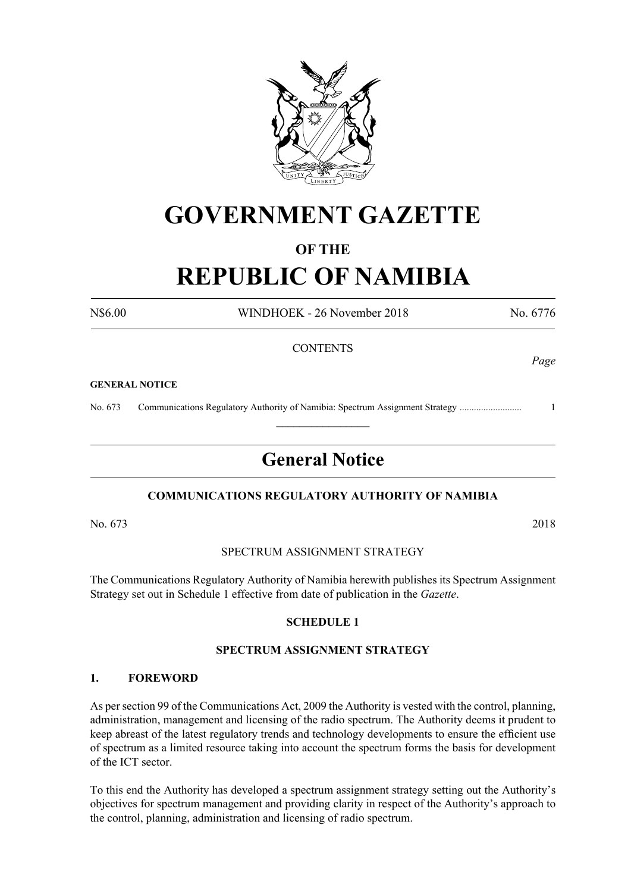# GOVERNMENT GAZETTE

## OF THE

# REPUBLIC OF NAMIBIA

N$6.00 WINDHOEK - 26 November 2018 No. 6776

CONTENTS

*Page*

**GENERAL NOTICE**

No. 673 Communications Regulatory Authority of Namibia: Spectrum Assignment Strategy .......................... 1

## General Notice

**COMMUNICATIONS REGULATORY AUTHORITY OF NAMIBIA**

No. 673 2018

SPECTRUM ASSIGNMENT STRATEGY

The Communications Regulatory Authority of Namibia herewith publishes its Spectrum Assignment Strategy set out in Schedule 1 effective from date of publication in the *Gazette*.

**SCHEDULE 1**

**SPECTRUM ASSIGNMENT STRATEGY**

### 1. FOREWORD

As per section 99 of the Communications Act, 2009 the Authority is vested with the control, planning, administration, management and licensing of the radio spectrum. The Authority deems it prudent to keep abreast of the latest regulatory trends and technology developments to ensure the efficient use of spectrum as a limited resource taking into account the spectrum forms the basis for development of the ICT sector.

To this end the Authority has developed a spectrum assignment strategy setting out the Authority's objectives for spectrum management and providing clarity in respect of the Authority's approach to the control, planning, administration and licensing of radio spectrum.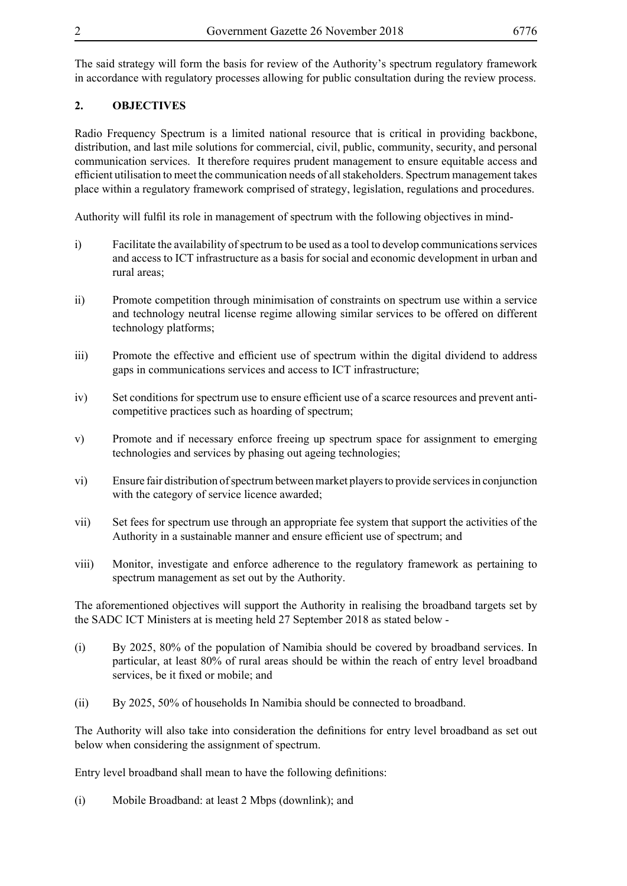The said strategy will form the basis for review of the Authority's spectrum regulatory framework in accordance with regulatory processes allowing for public consultation during the review process.

## 2. OBJECTIVES

Radio Frequency Spectrum is a limited national resource that is critical in providing backbone, distribution, and last mile solutions for commercial, civil, public, community, security, and personal communication services. It therefore requires prudent management to ensure equitable access and efficient utilisation to meet the communication needs of all stakeholders. Spectrum management takes place within a regulatory framework comprised of strategy, legislation, regulations and procedures.

Authority will fulfil its role in management of spectrum with the following objectives in mind-

i) Facilitate the availability of spectrum to be used as a tool to develop communications services and access to ICT infrastructure as a basis for social and economic development in urban and rural areas;

ii) Promote competition through minimisation of constraints on spectrum use within a service and technology neutral license regime allowing similar services to be offered on different technology platforms;

iii) Promote the effective and efficient use of spectrum within the digital dividend to address gaps in communications services and access to ICT infrastructure;

iv) Set conditions for spectrum use to ensure efficient use of a scarce resources and prevent anti-competitive practices such as hoarding of spectrum;

v) Promote and if necessary enforce freeing up spectrum space for assignment to emerging technologies and services by phasing out ageing technologies;

vi) Ensure fair distribution of spectrum between market players to provide services in conjunction with the category of service licence awarded;

vii) Set fees for spectrum use through an appropriate fee system that support the activities of the Authority in a sustainable manner and ensure efficient use of spectrum; and

viii) Monitor, investigate and enforce adherence to the regulatory framework as pertaining to spectrum management as set out by the Authority.

The aforementioned objectives will support the Authority in realising the broadband targets set by the SADC ICT Ministers at is meeting held 27 September 2018 as stated below -

(i) By 2025, 80% of the population of Namibia should be covered by broadband services. In particular, at least 80% of rural areas should be within the reach of entry level broadband services, be it fixed or mobile; and

(ii) By 2025, 50% of households In Namibia should be connected to broadband.

The Authority will also take into consideration the definitions for entry level broadband as set out below when considering the assignment of spectrum.

Entry level broadband shall mean to have the following definitions:

(i) Mobile Broadband: at least 2 Mbps (downlink); and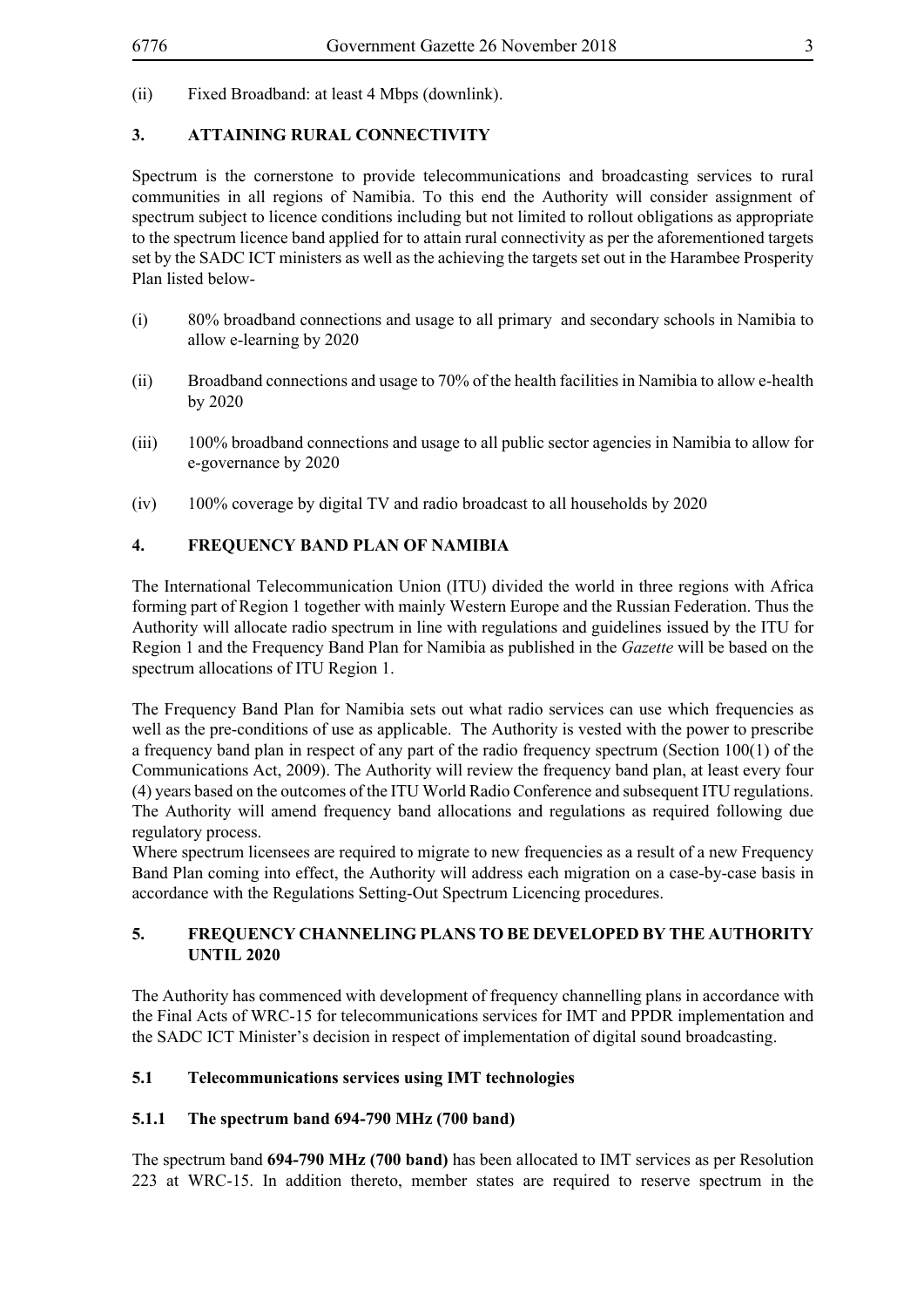(ii) Fixed Broadband: at least 4 Mbps (downlink).

## 3. ATTAINING RURAL CONNECTIVITY

Spectrum is the cornerstone to provide telecommunications and broadcasting services to rural communities in all regions of Namibia. To this end the Authority will consider assignment of spectrum subject to licence conditions including but not limited to rollout obligations as appropriate to the spectrum licence band applied for to attain rural connectivity as per the aforementioned targets set by the SADC ICT ministers as well as the achieving the targets set out in the Harambee Prosperity Plan listed below-

(i) 80% broadband connections and usage to all primary and secondary schools in Namibia to allow e-learning by 2020

(ii) Broadband connections and usage to 70% of the health facilities in Namibia to allow e-health by 2020

(iii) 100% broadband connections and usage to all public sector agencies in Namibia to allow for e-governance by 2020

(iv) 100% coverage by digital TV and radio broadcast to all households by 2020

## 4. FREQUENCY BAND PLAN OF NAMIBIA

The International Telecommunication Union (ITU) divided the world in three regions with Africa forming part of Region 1 together with mainly Western Europe and the Russian Federation. Thus the Authority will allocate radio spectrum in line with regulations and guidelines issued by the ITU for Region 1 and the Frequency Band Plan for Namibia as published in the *Gazette* will be based on the spectrum allocations of ITU Region 1.

The Frequency Band Plan for Namibia sets out what radio services can use which frequencies as well as the pre-conditions of use as applicable. The Authority is vested with the power to prescribe a frequency band plan in respect of any part of the radio frequency spectrum (Section 100(1) of the Communications Act, 2009). The Authority will review the frequency band plan, at least every four (4) years based on the outcomes of the ITU World Radio Conference and subsequent ITU regulations. The Authority will amend frequency band allocations and regulations as required following due regulatory process.

Where spectrum licensees are required to migrate to new frequencies as a result of a new Frequency Band Plan coming into effect, the Authority will address each migration on a case-by-case basis in accordance with the Regulations Setting-Out Spectrum Licencing procedures.

## 5. FREQUENCY CHANNELING PLANS TO BE DEVELOPED BY THE AUTHORITY UNTIL 2020

The Authority has commenced with development of frequency channelling plans in accordance with the Final Acts of WRC-15 for telecommunications services for IMT and PPDR implementation and the SADC ICT Minister's decision in respect of implementation of digital sound broadcasting.

### 5.1 Telecommunications services using IMT technologies

#### 5.1.1 The spectrum band 694-790 MHz (700 band)

The spectrum band **694-790 MHz (700 band)** has been allocated to IMT services as per Resolution 223 at WRC-15. In addition thereto, member states are required to reserve spectrum in the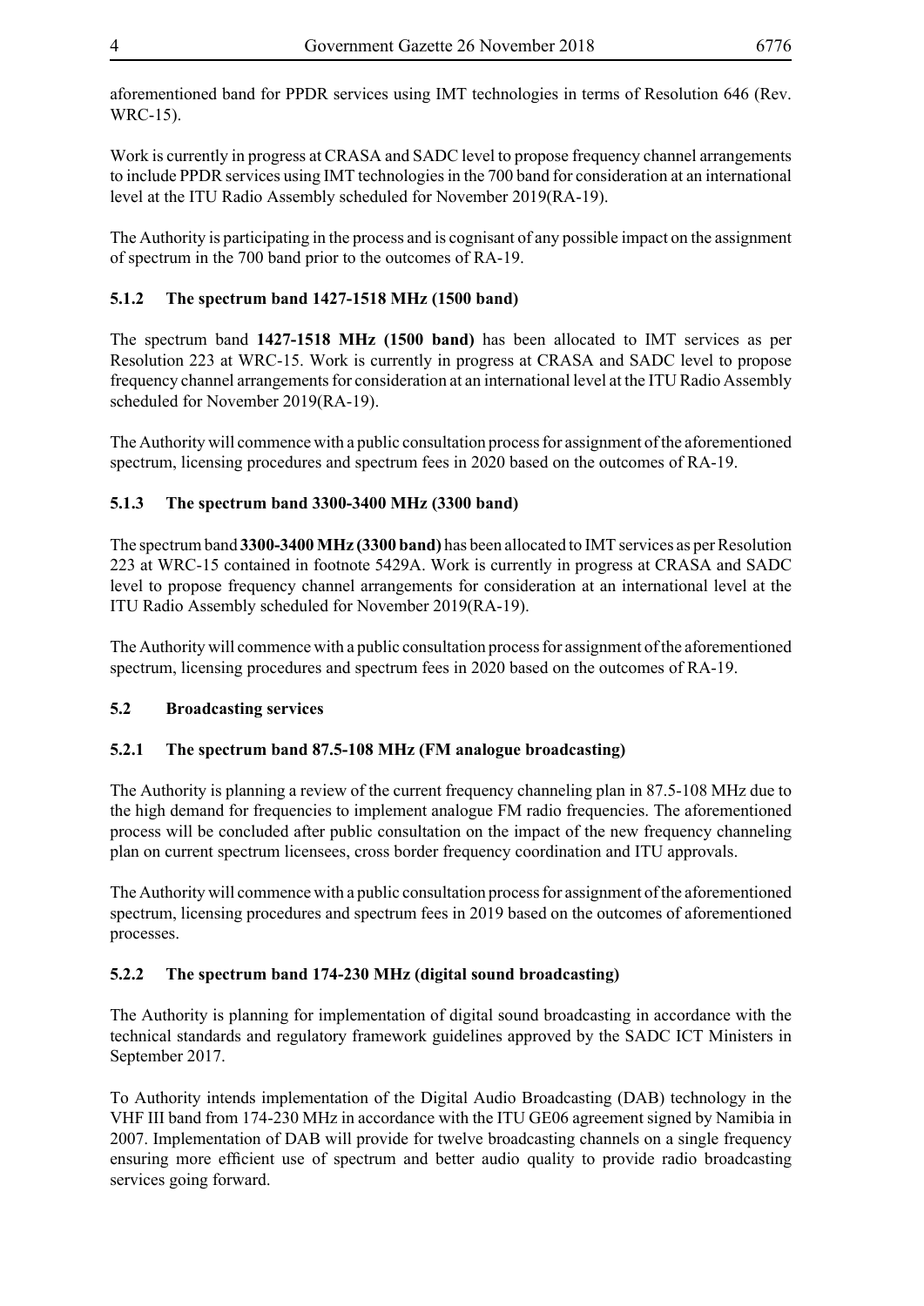aforementioned band for PPDR services using IMT technologies in terms of Resolution 646 (Rev. WRC-15).

Work is currently in progress at CRASA and SADC level to propose frequency channel arrangements to include PPDR services using IMT technologies in the 700 band for consideration at an international level at the ITU Radio Assembly scheduled for November 2019(RA-19).

The Authority is participating in the process and is cognisant of any possible impact on the assignment of spectrum in the 700 band prior to the outcomes of RA-19.

#### 5.1.2 The spectrum band 1427-1518 MHz (1500 band)

The spectrum band **1427-1518 MHz (1500 band)** has been allocated to IMT services as per Resolution 223 at WRC-15. Work is currently in progress at CRASA and SADC level to propose frequency channel arrangements for consideration at an international level at the ITU Radio Assembly scheduled for November 2019(RA-19).

The Authority will commence with a public consultation process for assignment of the aforementioned spectrum, licensing procedures and spectrum fees in 2020 based on the outcomes of RA-19.

#### 5.1.3 The spectrum band 3300-3400 MHz (3300 band)

The spectrum band **3300-3400 MHz (3300 band)** has been allocated to IMT services as per Resolution 223 at WRC-15 contained in footnote 5429A. Work is currently in progress at CRASA and SADC level to propose frequency channel arrangements for consideration at an international level at the ITU Radio Assembly scheduled for November 2019(RA-19).

The Authority will commence with a public consultation process for assignment of the aforementioned spectrum, licensing procedures and spectrum fees in 2020 based on the outcomes of RA-19.

### 5.2 Broadcasting services

#### 5.2.1 The spectrum band 87.5-108 MHz (FM analogue broadcasting)

The Authority is planning a review of the current frequency channeling plan in 87.5-108 MHz due to the high demand for frequencies to implement analogue FM radio frequencies. The aforementioned process will be concluded after public consultation on the impact of the new frequency channeling plan on current spectrum licensees, cross border frequency coordination and ITU approvals.

The Authority will commence with a public consultation process for assignment of the aforementioned spectrum, licensing procedures and spectrum fees in 2019 based on the outcomes of aforementioned processes.

#### 5.2.2 The spectrum band 174-230 MHz (digital sound broadcasting)

The Authority is planning for implementation of digital sound broadcasting in accordance with the technical standards and regulatory framework guidelines approved by the SADC ICT Ministers in September 2017.

To Authority intends implementation of the Digital Audio Broadcasting (DAB) technology in the VHF III band from 174-230 MHz in accordance with the ITU GE06 agreement signed by Namibia in 2007. Implementation of DAB will provide for twelve broadcasting channels on a single frequency ensuring more efficient use of spectrum and better audio quality to provide radio broadcasting services going forward.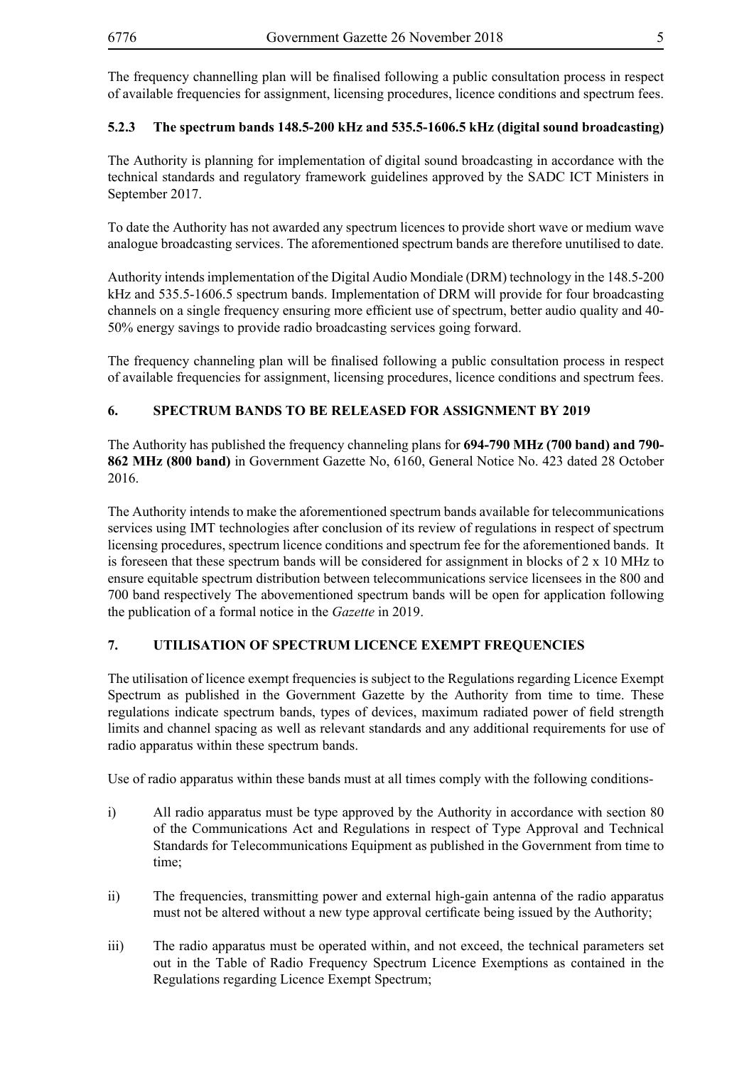The frequency channelling plan will be finalised following a public consultation process in respect of available frequencies for assignment, licensing procedures, licence conditions and spectrum fees.

### 5.2.3 The spectrum bands 148.5-200 kHz and 535.5-1606.5 kHz (digital sound broadcasting)

The Authority is planning for implementation of digital sound broadcasting in accordance with the technical standards and regulatory framework guidelines approved by the SADC ICT Ministers in September 2017.

To date the Authority has not awarded any spectrum licences to provide short wave or medium wave analogue broadcasting services. The aforementioned spectrum bands are therefore unutilised to date.

Authority intends implementation of the Digital Audio Mondiale (DRM) technology in the 148.5-200 kHz and 535.5-1606.5 spectrum bands. Implementation of DRM will provide for four broadcasting channels on a single frequency ensuring more efficient use of spectrum, better audio quality and 40-50% energy savings to provide radio broadcasting services going forward.

The frequency channeling plan will be finalised following a public consultation process in respect of available frequencies for assignment, licensing procedures, licence conditions and spectrum fees.

## 6. SPECTRUM BANDS TO BE RELEASED FOR ASSIGNMENT BY 2019

The Authority has published the frequency channeling plans for **694-790 MHz (700 band) and 790-862 MHz (800 band)** in Government Gazette No, 6160, General Notice No. 423 dated 28 October 2016.

The Authority intends to make the aforementioned spectrum bands available for telecommunications services using IMT technologies after conclusion of its review of regulations in respect of spectrum licensing procedures, spectrum licence conditions and spectrum fee for the aforementioned bands. It is foreseen that these spectrum bands will be considered for assignment in blocks of 2 x 10 MHz to ensure equitable spectrum distribution between telecommunications service licensees in the 800 and 700 band respectively The abovementioned spectrum bands will be open for application following the publication of a formal notice in the *Gazette* in 2019.

## 7. UTILISATION OF SPECTRUM LICENCE EXEMPT FREQUENCIES

The utilisation of licence exempt frequencies is subject to the Regulations regarding Licence Exempt Spectrum as published in the Government Gazette by the Authority from time to time. These regulations indicate spectrum bands, types of devices, maximum radiated power of field strength limits and channel spacing as well as relevant standards and any additional requirements for use of radio apparatus within these spectrum bands.

Use of radio apparatus within these bands must at all times comply with the following conditions-

i) All radio apparatus must be type approved by the Authority in accordance with section 80 of the Communications Act and Regulations in respect of Type Approval and Technical Standards for Telecommunications Equipment as published in the Government from time to time;

ii) The frequencies, transmitting power and external high-gain antenna of the radio apparatus must not be altered without a new type approval certificate being issued by the Authority;

iii) The radio apparatus must be operated within, and not exceed, the technical parameters set out in the Table of Radio Frequency Spectrum Licence Exemptions as contained in the Regulations regarding Licence Exempt Spectrum;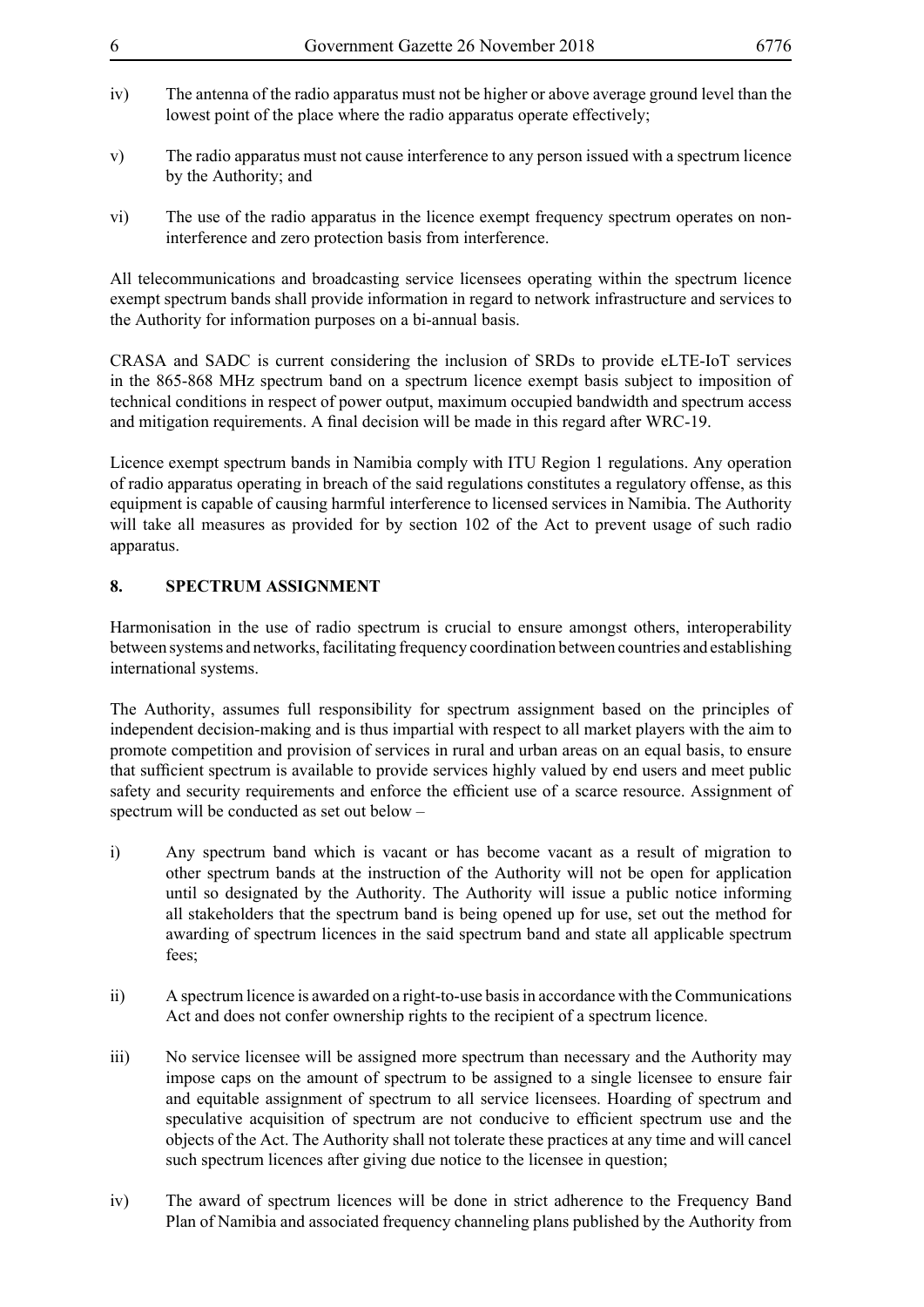iv) The antenna of the radio apparatus must not be higher or above average ground level than the lowest point of the place where the radio apparatus operate effectively;

v) The radio apparatus must not cause interference to any person issued with a spectrum licence by the Authority; and

vi) The use of the radio apparatus in the licence exempt frequency spectrum operates on non-interference and zero protection basis from interference.

All telecommunications and broadcasting service licensees operating within the spectrum licence exempt spectrum bands shall provide information in regard to network infrastructure and services to the Authority for information purposes on a bi-annual basis.

CRASA and SADC is current considering the inclusion of SRDs to provide eLTE-IoT services in the 865-868 MHz spectrum band on a spectrum licence exempt basis subject to imposition of technical conditions in respect of power output, maximum occupied bandwidth and spectrum access and mitigation requirements. A final decision will be made in this regard after WRC-19.

Licence exempt spectrum bands in Namibia comply with ITU Region 1 regulations. Any operation of radio apparatus operating in breach of the said regulations constitutes a regulatory offense, as this equipment is capable of causing harmful interference to licensed services in Namibia. The Authority will take all measures as provided for by section 102 of the Act to prevent usage of such radio apparatus.

## 8. SPECTRUM ASSIGNMENT

Harmonisation in the use of radio spectrum is crucial to ensure amongst others, interoperability between systems and networks, facilitating frequency coordination between countries and establishing international systems.

The Authority, assumes full responsibility for spectrum assignment based on the principles of independent decision-making and is thus impartial with respect to all market players with the aim to promote competition and provision of services in rural and urban areas on an equal basis, to ensure that sufficient spectrum is available to provide services highly valued by end users and meet public safety and security requirements and enforce the efficient use of a scarce resource. Assignment of spectrum will be conducted as set out below –

i) Any spectrum band which is vacant or has become vacant as a result of migration to other spectrum bands at the instruction of the Authority will not be open for application until so designated by the Authority. The Authority will issue a public notice informing all stakeholders that the spectrum band is being opened up for use, set out the method for awarding of spectrum licences in the said spectrum band and state all applicable spectrum fees;

ii) A spectrum licence is awarded on a right-to-use basis in accordance with the Communications Act and does not confer ownership rights to the recipient of a spectrum licence.

iii) No service licensee will be assigned more spectrum than necessary and the Authority may impose caps on the amount of spectrum to be assigned to a single licensee to ensure fair and equitable assignment of spectrum to all service licensees. Hoarding of spectrum and speculative acquisition of spectrum are not conducive to efficient spectrum use and the objects of the Act. The Authority shall not tolerate these practices at any time and will cancel such spectrum licences after giving due notice to the licensee in question;

iv) The award of spectrum licences will be done in strict adherence to the Frequency Band Plan of Namibia and associated frequency channeling plans published by the Authority from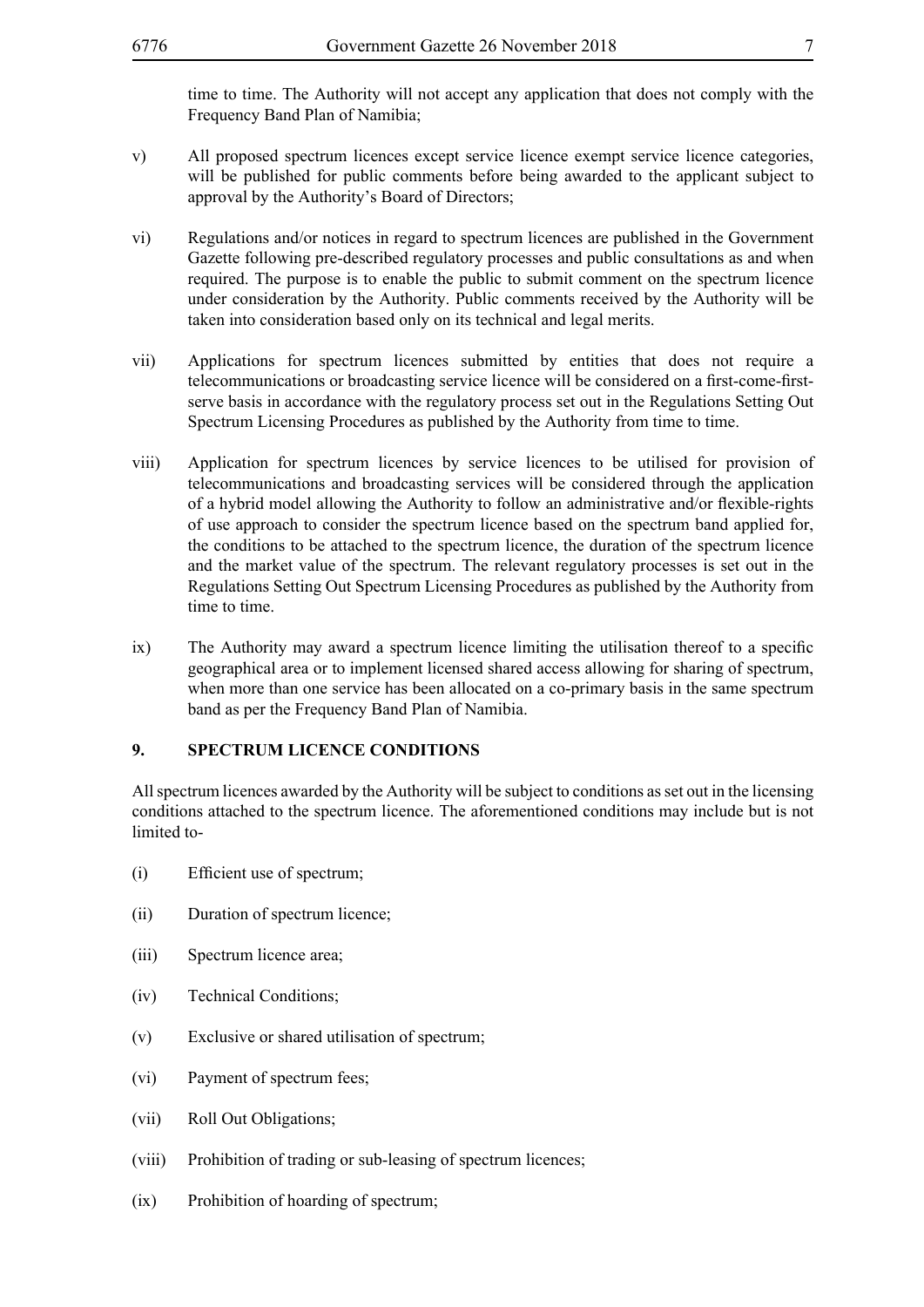time to time. The Authority will not accept any application that does not comply with the Frequency Band Plan of Namibia;

v) All proposed spectrum licences except service licence exempt service licence categories, will be published for public comments before being awarded to the applicant subject to approval by the Authority's Board of Directors;

vi) Regulations and/or notices in regard to spectrum licences are published in the Government Gazette following pre-described regulatory processes and public consultations as and when required. The purpose is to enable the public to submit comment on the spectrum licence under consideration by the Authority. Public comments received by the Authority will be taken into consideration based only on its technical and legal merits.

vii) Applications for spectrum licences submitted by entities that does not require a telecommunications or broadcasting service licence will be considered on a first-come-first-serve basis in accordance with the regulatory process set out in the Regulations Setting Out Spectrum Licensing Procedures as published by the Authority from time to time.

viii) Application for spectrum licences by service licences to be utilised for provision of telecommunications and broadcasting services will be considered through the application of a hybrid model allowing the Authority to follow an administrative and/or flexible-rights of use approach to consider the spectrum licence based on the spectrum band applied for, the conditions to be attached to the spectrum licence, the duration of the spectrum licence and the market value of the spectrum. The relevant regulatory processes is set out in the Regulations Setting Out Spectrum Licensing Procedures as published by the Authority from time to time.

ix) The Authority may award a spectrum licence limiting the utilisation thereof to a specific geographical area or to implement licensed shared access allowing for sharing of spectrum, when more than one service has been allocated on a co-primary basis in the same spectrum band as per the Frequency Band Plan of Namibia.

## 9. SPECTRUM LICENCE CONDITIONS

All spectrum licences awarded by the Authority will be subject to conditions as set out in the licensing conditions attached to the spectrum licence. The aforementioned conditions may include but is not limited to-

(i) Efficient use of spectrum;

(ii) Duration of spectrum licence;

(iii) Spectrum licence area;

(iv) Technical Conditions;

(v) Exclusive or shared utilisation of spectrum;

(vi) Payment of spectrum fees;

(vii) Roll Out Obligations;

(viii) Prohibition of trading or sub-leasing of spectrum licences;

(ix) Prohibition of hoarding of spectrum;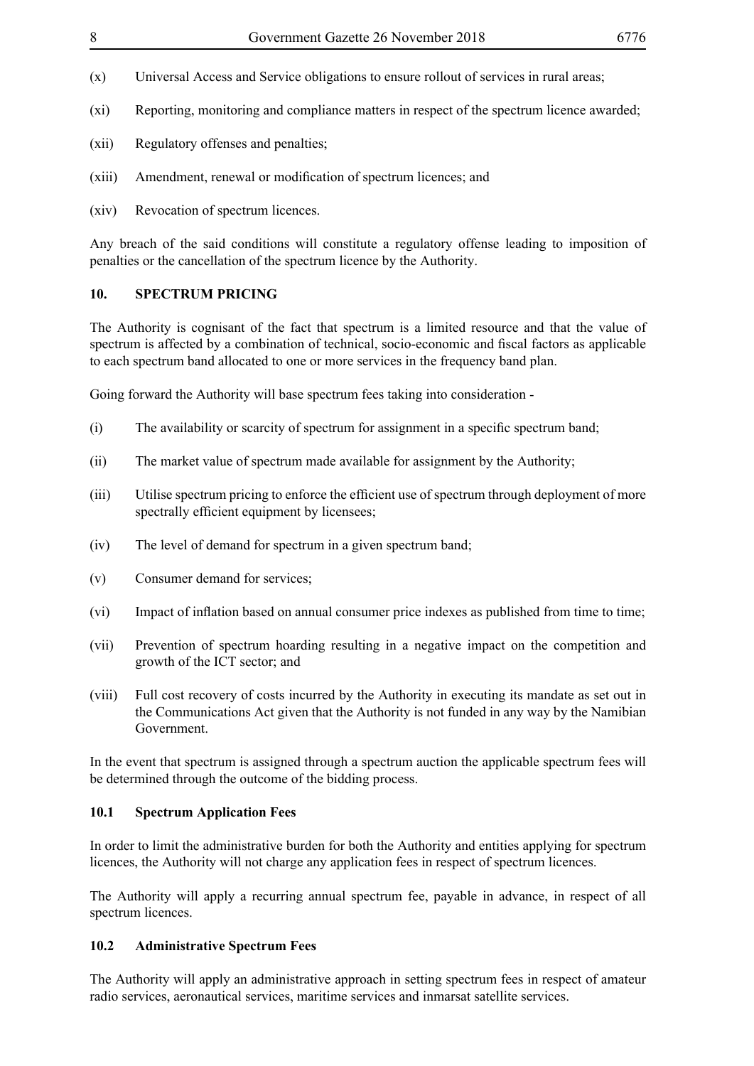(x) Universal Access and Service obligations to ensure rollout of services in rural areas;

(xi) Reporting, monitoring and compliance matters in respect of the spectrum licence awarded;

(xii) Regulatory offenses and penalties;

(xiii) Amendment, renewal or modification of spectrum licences; and

(xiv) Revocation of spectrum licences.

Any breach of the said conditions will constitute a regulatory offense leading to imposition of penalties or the cancellation of the spectrum licence by the Authority.

## 10. SPECTRUM PRICING

The Authority is cognisant of the fact that spectrum is a limited resource and that the value of spectrum is affected by a combination of technical, socio-economic and fiscal factors as applicable to each spectrum band allocated to one or more services in the frequency band plan.

Going forward the Authority will base spectrum fees taking into consideration -

(i) The availability or scarcity of spectrum for assignment in a specific spectrum band;

(ii) The market value of spectrum made available for assignment by the Authority;

(iii) Utilise spectrum pricing to enforce the efficient use of spectrum through deployment of more spectrally efficient equipment by licensees;

(iv) The level of demand for spectrum in a given spectrum band;

(v) Consumer demand for services;

(vi) Impact of inflation based on annual consumer price indexes as published from time to time;

(vii) Prevention of spectrum hoarding resulting in a negative impact on the competition and growth of the ICT sector; and

(viii) Full cost recovery of costs incurred by the Authority in executing its mandate as set out in the Communications Act given that the Authority is not funded in any way by the Namibian Government.

In the event that spectrum is assigned through a spectrum auction the applicable spectrum fees will be determined through the outcome of the bidding process.

### 10.1 Spectrum Application Fees

In order to limit the administrative burden for both the Authority and entities applying for spectrum licences, the Authority will not charge any application fees in respect of spectrum licences.

The Authority will apply a recurring annual spectrum fee, payable in advance, in respect of all spectrum licences.

### 10.2 Administrative Spectrum Fees

The Authority will apply an administrative approach in setting spectrum fees in respect of amateur radio services, aeronautical services, maritime services and inmarsat satellite services.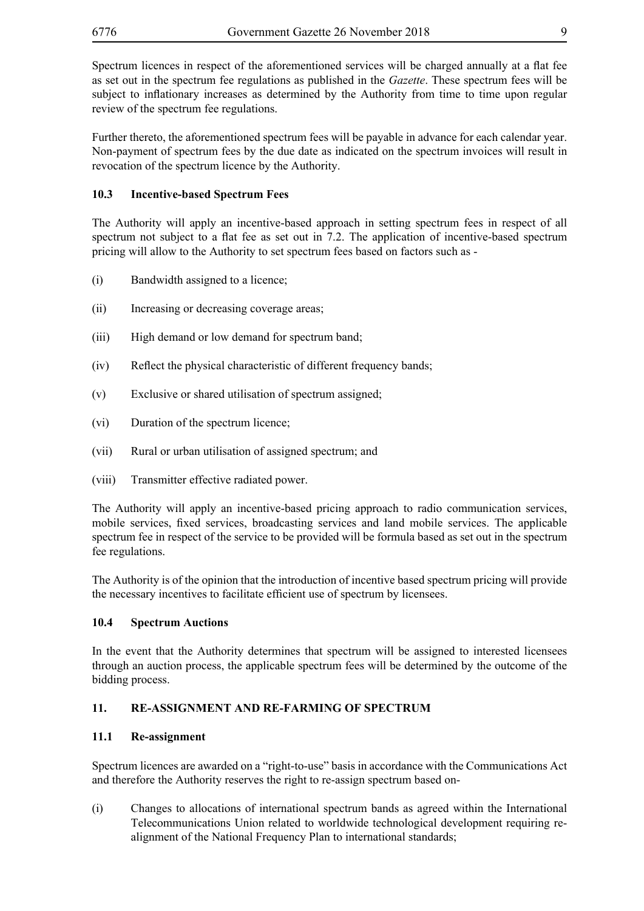Spectrum licences in respect of the aforementioned services will be charged annually at a flat fee as set out in the spectrum fee regulations as published in the *Gazette*. These spectrum fees will be subject to inflationary increases as determined by the Authority from time to time upon regular review of the spectrum fee regulations.

Further thereto, the aforementioned spectrum fees will be payable in advance for each calendar year. Non-payment of spectrum fees by the due date as indicated on the spectrum invoices will result in revocation of the spectrum licence by the Authority.

### 10.3 Incentive-based Spectrum Fees

The Authority will apply an incentive-based approach in setting spectrum fees in respect of all spectrum not subject to a flat fee as set out in 7.2. The application of incentive-based spectrum pricing will allow to the Authority to set spectrum fees based on factors such as -

(i) Bandwidth assigned to a licence;

(ii) Increasing or decreasing coverage areas;

(iii) High demand or low demand for spectrum band;

(iv) Reflect the physical characteristic of different frequency bands;

(v) Exclusive or shared utilisation of spectrum assigned;

(vi) Duration of the spectrum licence;

(vii) Rural or urban utilisation of assigned spectrum; and

(viii) Transmitter effective radiated power.

The Authority will apply an incentive-based pricing approach to radio communication services, mobile services, fixed services, broadcasting services and land mobile services. The applicable spectrum fee in respect of the service to be provided will be formula based as set out in the spectrum fee regulations.

The Authority is of the opinion that the introduction of incentive based spectrum pricing will provide the necessary incentives to facilitate efficient use of spectrum by licensees.

### 10.4 Spectrum Auctions

In the event that the Authority determines that spectrum will be assigned to interested licensees through an auction process, the applicable spectrum fees will be determined by the outcome of the bidding process.

## 11. RE-ASSIGNMENT AND RE-FARMING OF SPECTRUM

### 11.1 Re-assignment

Spectrum licences are awarded on a "right-to-use" basis in accordance with the Communications Act and therefore the Authority reserves the right to re-assign spectrum based on-

(i) Changes to allocations of international spectrum bands as agreed within the International Telecommunications Union related to worldwide technological development requiring re-alignment of the National Frequency Plan to international standards;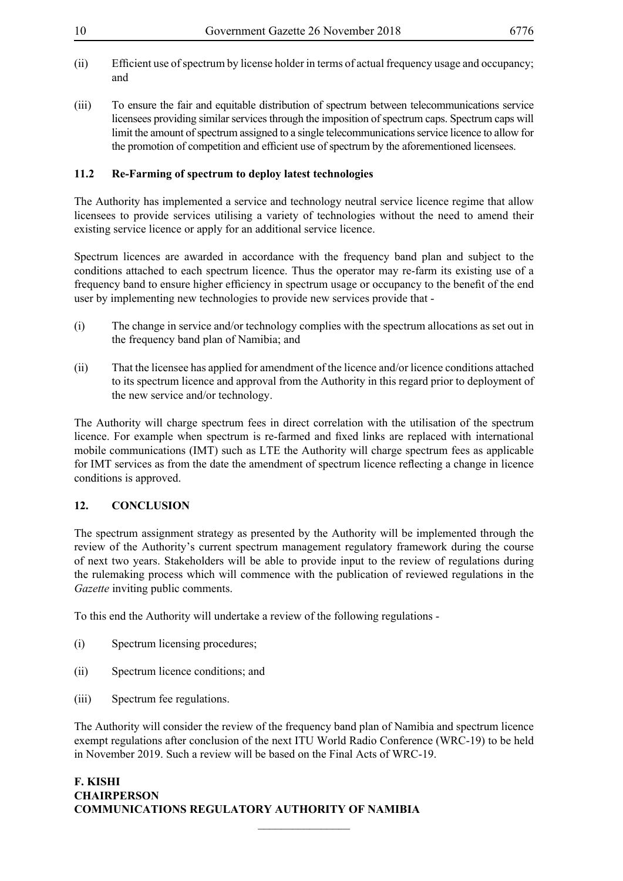(ii) Efficient use of spectrum by license holder in terms of actual frequency usage and occupancy; and

(iii) To ensure the fair and equitable distribution of spectrum between telecommunications service licensees providing similar services through the imposition of spectrum caps. Spectrum caps will limit the amount of spectrum assigned to a single telecommunications service licence to allow for the promotion of competition and efficient use of spectrum by the aforementioned licensees.

### 11.2 Re-Farming of spectrum to deploy latest technologies

The Authority has implemented a service and technology neutral service licence regime that allow licensees to provide services utilising a variety of technologies without the need to amend their existing service licence or apply for an additional service licence.

Spectrum licences are awarded in accordance with the frequency band plan and subject to the conditions attached to each spectrum licence. Thus the operator may re-farm its existing use of a frequency band to ensure higher efficiency in spectrum usage or occupancy to the benefit of the end user by implementing new technologies to provide new services provide that -

(i) The change in service and/or technology complies with the spectrum allocations as set out in the frequency band plan of Namibia; and

(ii) That the licensee has applied for amendment of the licence and/or licence conditions attached to its spectrum licence and approval from the Authority in this regard prior to deployment of the new service and/or technology.

The Authority will charge spectrum fees in direct correlation with the utilisation of the spectrum licence. For example when spectrum is re-farmed and fixed links are replaced with international mobile communications (IMT) such as LTE the Authority will charge spectrum fees as applicable for IMT services as from the date the amendment of spectrum licence reflecting a change in licence conditions is approved.

## 12. CONCLUSION

The spectrum assignment strategy as presented by the Authority will be implemented through the review of the Authority's current spectrum management regulatory framework during the course of next two years. Stakeholders will be able to provide input to the review of regulations during the rulemaking process which will commence with the publication of reviewed regulations in the *Gazette* inviting public comments.

To this end the Authority will undertake a review of the following regulations -

(i) Spectrum licensing procedures;

(ii) Spectrum licence conditions; and

(iii) Spectrum fee regulations.

The Authority will consider the review of the frequency band plan of Namibia and spectrum licence exempt regulations after conclusion of the next ITU World Radio Conference (WRC-19) to be held in November 2019. Such a review will be based on the Final Acts of WRC-19.

**F. KISHI**
**CHAIRPERSON**
**COMMUNICATIONS REGULATORY AUTHORITY OF NAMIBIA**